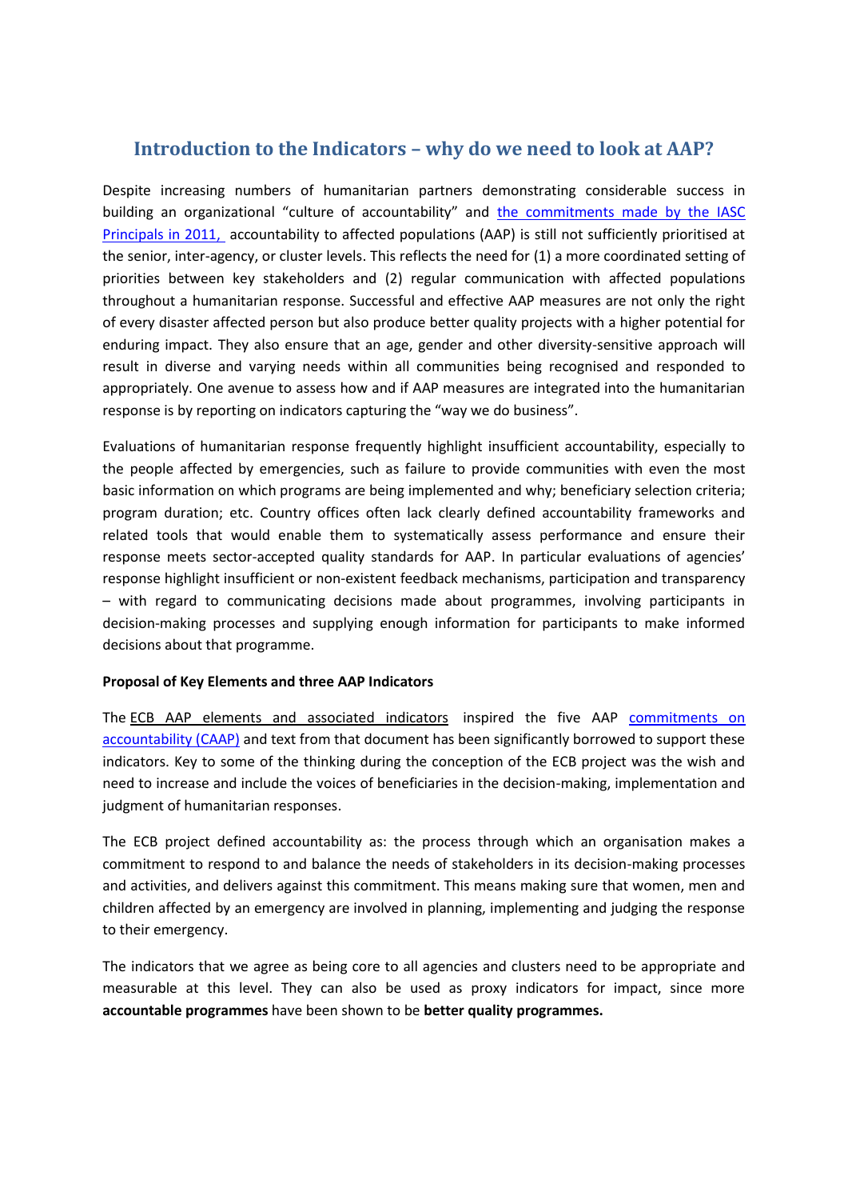## Introduction to the Indicators – why do we need to look at AAP?

Despite increasing numbers of humanitarian partners demonstrating considerable success in building an organizational "culture of accountability" and the commitments made by the IASC Principals in 2011, accountability to affected populations (AAP) is still not sufficiently prioritised at the senior, inter-agency, or cluster levels. This reflects the need for (1) a more coordinated setting of priorities between key stakeholders and (2) regular communication with affected populations throughout a humanitarian response. Successful and effective AAP measures are not only the right of every disaster affected person but also produce better quality projects with a higher potential for enduring impact. They also ensure that an age, gender and other diversity-sensitive approach will result in diverse and varying needs within all communities being recognised and responded to appropriately. One avenue to assess how and if AAP measures are integrated into the humanitarian response is by reporting on indicators capturing the "way we do business".

Evaluations of humanitarian response frequently highlight insufficient accountability, especially to the people affected by emergencies, such as failure to provide communities with even the most basic information on which programs are being implemented and why; beneficiary selection criteria; program duration; etc. Country offices often lack clearly defined accountability frameworks and related tools that would enable them to systematically assess performance and ensure their response meets sector-accepted quality standards for AAP. In particular evaluations of agencies' response highlight insufficient or non-existent feedback mechanisms, participation and transparency – with regard to communicating decisions made about programmes, involving participants in decision-making processes and supplying enough information for participants to make informed decisions about that programme.

**Proposal of Key Elements and three AAP Indicators**

The ECB AAP elements and associated indicators inspired the five AAP commitments on accountability (CAAP) and text from that document has been significantly borrowed to support these indicators. Key to some of the thinking during the conception of the ECB project was the wish and need to increase and include the voices of beneficiaries in the decision-making, implementation and judgment of humanitarian responses.

The ECB project defined accountability as: the process through which an organisation makes a commitment to respond to and balance the needs of stakeholders in its decision-making processes and activities, and delivers against this commitment. This means making sure that women, men and children affected by an emergency are involved in planning, implementing and judging the response to their emergency.

The indicators that we agree as being core to all agencies and clusters need to be appropriate and measurable at this level. They can also be used as proxy indicators for impact, since more **accountable programmes** have been shown to be **better quality programmes.**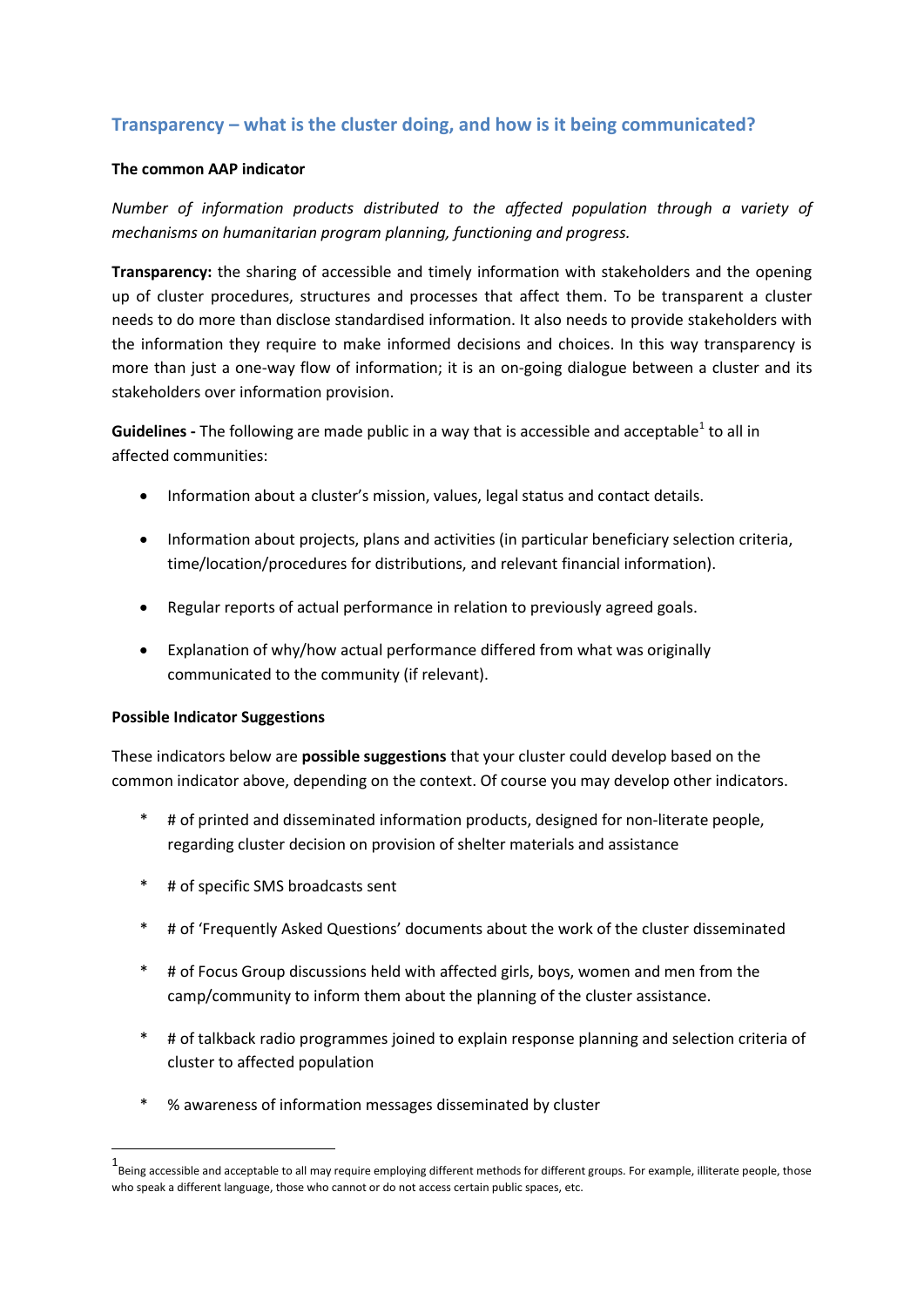## Transparency – what is the cluster doing, and how is it being communicated?

**The common AAP indicator**

*Number of information products distributed to the affected population through a variety of mechanisms on humanitarian program planning, functioning and progress.*

**Transparency:** the sharing of accessible and timely information with stakeholders and the opening up of cluster procedures, structures and processes that affect them. To be transparent a cluster needs to do more than disclose standardised information. It also needs to provide stakeholders with the information they require to make informed decisions and choices. In this way transparency is more than just a one-way flow of information; it is an on-going dialogue between a cluster and its stakeholders over information provision.

**Guidelines -** The following are made public in a way that is accessible and acceptable[1] to all in affected communities:

- Information about a cluster's mission, values, legal status and contact details.
- Information about projects, plans and activities (in particular beneficiary selection criteria, time/location/procedures for distributions, and relevant financial information).
- Regular reports of actual performance in relation to previously agreed goals.
- Explanation of why/how actual performance differed from what was originally communicated to the community (if relevant).

**Possible Indicator Suggestions**

These indicators below are **possible suggestions** that your cluster could develop based on the common indicator above, depending on the context. Of course you may develop other indicators.

* # of printed and disseminated information products, designed for non-literate people, regarding cluster decision on provision of shelter materials and assistance
* # of specific SMS broadcasts sent
* # of 'Frequently Asked Questions' documents about the work of the cluster disseminated
* # of Focus Group discussions held with affected girls, boys, women and men from the camp/community to inform them about the planning of the cluster assistance.
* # of talkback radio programmes joined to explain response planning and selection criteria of cluster to affected population
* % awareness of information messages disseminated by cluster

[1] Being accessible and acceptable to all may require employing different methods for different groups. For example, illiterate people, those who speak a different language, those who cannot or do not access certain public spaces, etc.